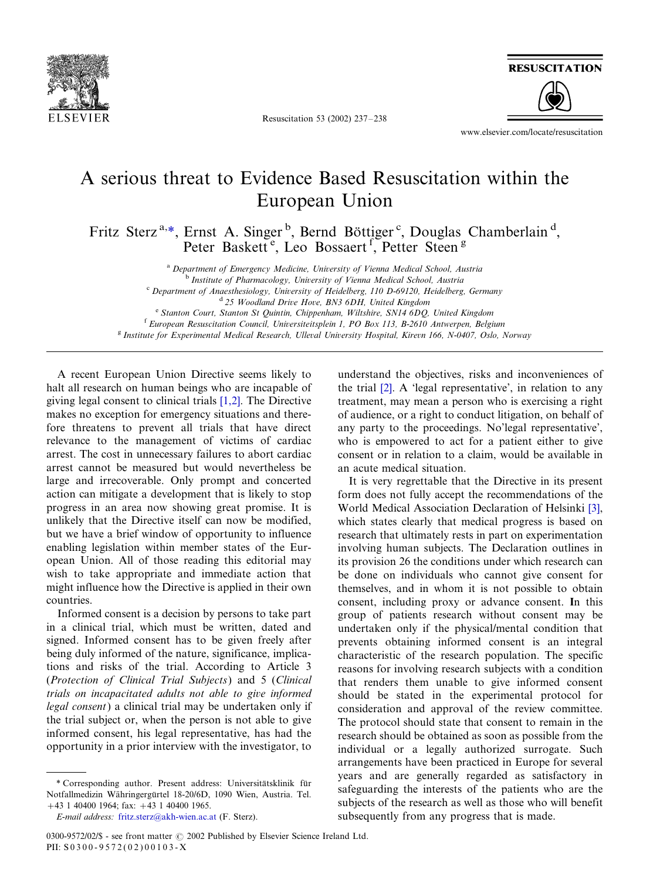# A serious threat to Evidence Based Resuscitation within the European Union

Fritz Sterz [a,*], Ernst A. Singer [b], Bernd Böttiger [c], Douglas Chamberlain [d], Peter Baskett [e], Leo Bossaert [f], Petter Steen [g]

[a] *Department of Emergency Medicine, University of Vienna Medical School, Austria*
[b] *Institute of Pharmacology, University of Vienna Medical School, Austria*
[c] *Department of Anaesthesiology, University of Heidelberg, 110 D-69120, Heidelberg, Germany*
[d] *25 Woodland Drive Hove, BN3 6DH, United Kingdom*
[e] *Stanton Court, Stanton St Quintin, Chippenham, Wiltshire, SN14 6DQ, United Kingdom*
[f] *European Resuscitation Council, Universiteitsplein 1, PO Box 113, B-2610 Antwerpen, Belgium*
[g] *Institute for Experimental Medical Research, Ulleval University Hospital, Kirevn 166, N-0407, Oslo, Norway*

A recent European Union Directive seems likely to halt all research on human beings who are incapable of giving legal consent to clinical trials [1,2]. The Directive makes no exception for emergency situations and therefore threatens to prevent all trials that have direct relevance to the management of victims of cardiac arrest. The cost in unnecessary failures to abort cardiac arrest cannot be measured but would nevertheless be large and irrecoverable. Only prompt and concerted action can mitigate a development that is likely to stop progress in an area now showing great promise. It is unlikely that the Directive itself can now be modified, but we have a brief window of opportunity to influence enabling legislation within member states of the European Union. All of those reading this editorial may wish to take appropriate and immediate action that might influence how the Directive is applied in their own countries.

Informed consent is a decision by persons to take part in a clinical trial, which must be written, dated and signed. Informed consent has to be given freely after being duly informed of the nature, significance, implications and risks of the trial. According to Article 3 (*Protection of Clinical Trial Subjects*) and 5 (*Clinical trials on incapacitated adults not able to give informed legal consent*) a clinical trial may be undertaken only if the trial subject or, when the person is not able to give informed consent, his legal representative, has had the opportunity in a prior interview with the investigator, to understand the objectives, risks and inconveniences of the trial [2]. A 'legal representative', in relation to any treatment, may mean a person who is exercising a right of audience, or a right to conduct litigation, on behalf of any party to the proceedings. No'legal representative', who is empowered to act for a patient either to give consent or in relation to a claim, would be available in an acute medical situation.

It is very regrettable that the Directive in its present form does not fully accept the recommendations of the World Medical Association Declaration of Helsinki [3], which states clearly that medical progress is based on research that ultimately rests in part on experimentation involving human subjects. The Declaration outlines in its provision 26 the conditions under which research can be done on individuals who cannot give consent for themselves, and in whom it is not possible to obtain consent, including proxy or advance consent. In this group of patients research without consent may be undertaken only if the physical/mental condition that prevents obtaining informed consent is an integral characteristic of the research population. The specific reasons for involving research subjects with a condition that renders them unable to give informed consent should be stated in the experimental protocol for consideration and approval of the review committee. The protocol should state that consent to remain in the research should be obtained as soon as possible from the individual or a legally authorized surrogate. Such arrangements have been practiced in Europe for several years and are generally regarded as satisfactory in safeguarding the interests of the patients who are the subjects of the research as well as those who will benefit subsequently from any progress that is made.

\* Corresponding author. Present address: Universitätsklinik für Notfallmedizin Währingergürtel 18-20/6D, 1090 Wien, Austria. Tel. +43 1 40400 1964; fax: +43 1 40400 1965.

*E-mail address:* fritz.sterz@akh-wien.ac.at (F. Sterz).

0300-9572/02/$ - see front matter © 2002 Published by Elsevier Science Ireland Ltd.
PII: S0300-9572(02)00103-X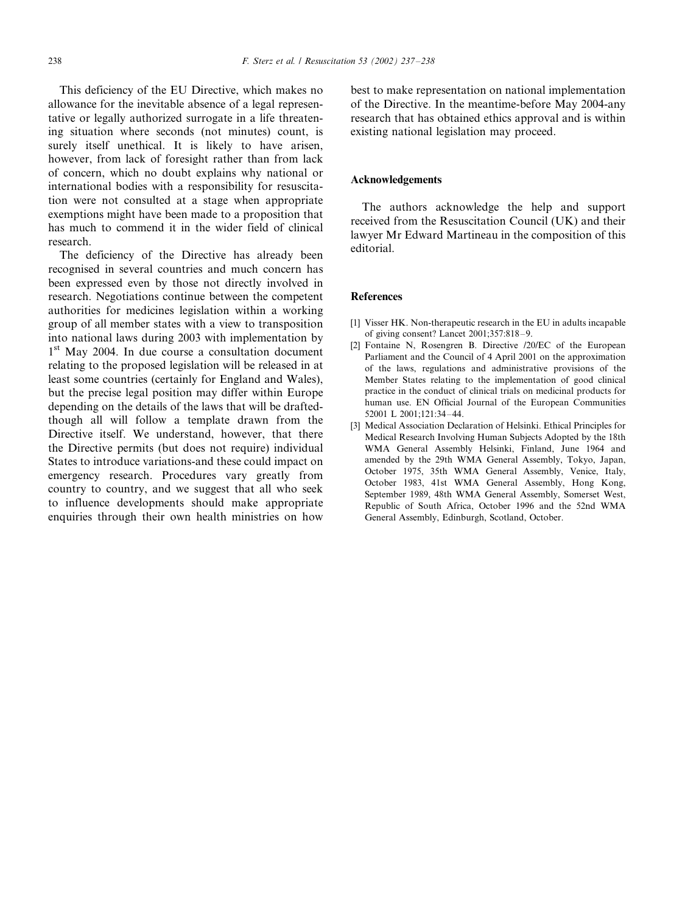This deficiency of the EU Directive, which makes no allowance for the inevitable absence of a legal representative or legally authorized surrogate in a life threatening situation where seconds (not minutes) count, is surely itself unethical. It is likely to have arisen, however, from lack of foresight rather than from lack of concern, which no doubt explains why national or international bodies with a responsibility for resuscitation were not consulted at a stage when appropriate exemptions might have been made to a proposition that has much to commend it in the wider field of clinical research.

The deficiency of the Directive has already been recognised in several countries and much concern has been expressed even by those not directly involved in research. Negotiations continue between the competent authorities for medicines legislation within a working group of all member states with a view to transposition into national laws during 2003 with implementation by 1st May 2004. In due course a consultation document relating to the proposed legislation will be released in at least some countries (certainly for England and Wales), but the precise legal position may differ within Europe depending on the details of the laws that will be drafted-though all will follow a template drawn from the Directive itself. We understand, however, that there the Directive permits (but does not require) individual States to introduce variations-and these could impact on emergency research. Procedures vary greatly from country to country, and we suggest that all who seek to influence developments should make appropriate enquiries through their own health ministries on how best to make representation on national implementation of the Directive. In the meantime-before May 2004-any research that has obtained ethics approval and is within existing national legislation may proceed.

## Acknowledgements

The authors acknowledge the help and support received from the Resuscitation Council (UK) and their lawyer Mr Edward Martineau in the composition of this editorial.

## References

[1] Visser HK. Non-therapeutic research in the EU in adults incapable of giving consent? Lancet 2001;357:818–9.

[2] Fontaine N, Rosengren B. Directive /20/EC of the European Parliament and the Council of 4 April 2001 on the approximation of the laws, regulations and administrative provisions of the Member States relating to the implementation of good clinical practice in the conduct of clinical trials on medicinal products for human use. EN Official Journal of the European Communities 52001 L 2001;121:34–44.

[3] Medical Association Declaration of Helsinki. Ethical Principles for Medical Research Involving Human Subjects Adopted by the 18th WMA General Assembly Helsinki, Finland, June 1964 and amended by the 29th WMA General Assembly, Tokyo, Japan, October 1975, 35th WMA General Assembly, Venice, Italy, October 1983, 41st WMA General Assembly, Hong Kong, September 1989, 48th WMA General Assembly, Somerset West, Republic of South Africa, October 1996 and the 52nd WMA General Assembly, Edinburgh, Scotland, October.